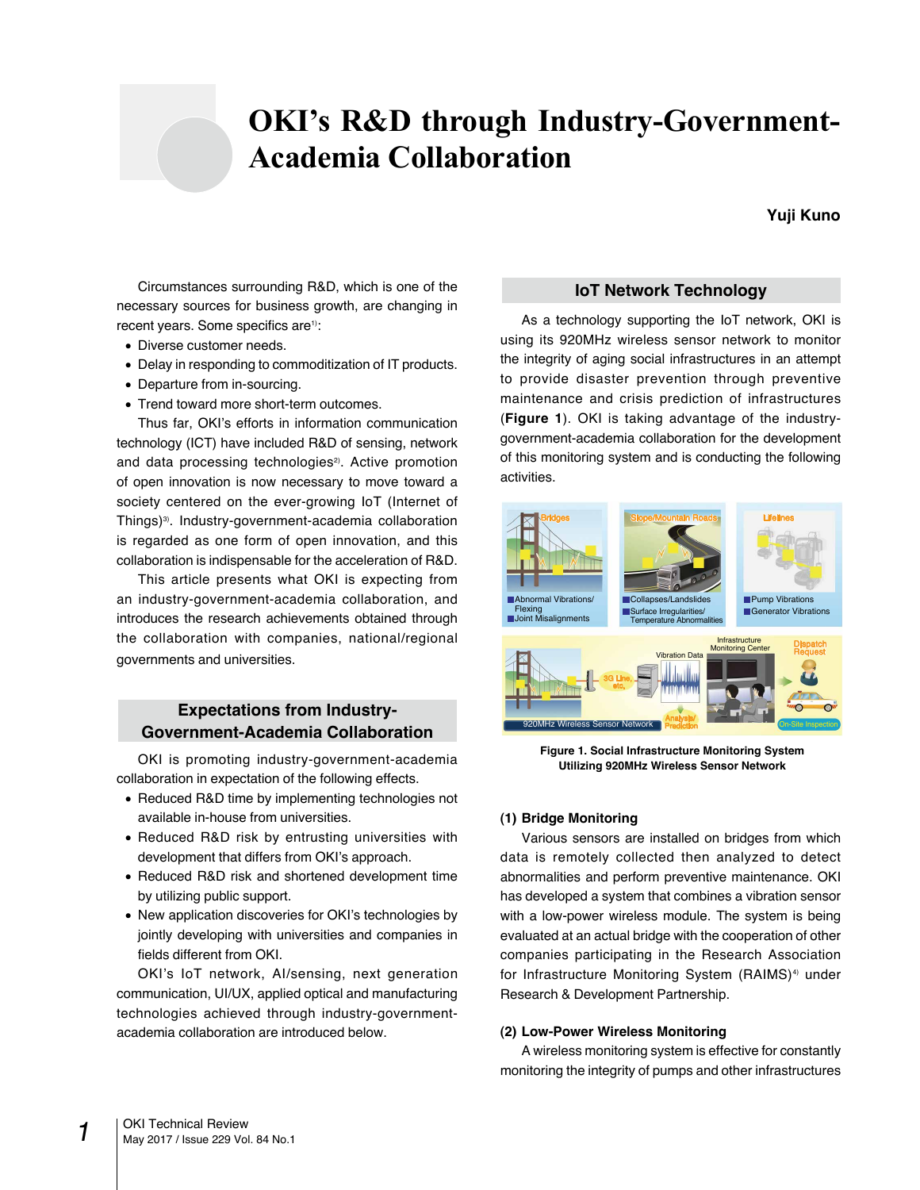# OKI's R&D through Industry-Government-Academia Collaboration

**Yuji Kuno**

Circumstances surrounding R&D, which is one of the necessary sources for business growth, are changing in recent years. Some specifics are[1]:

- Diverse customer needs.
- Delay in responding to commoditization of IT products.
- Departure from in-sourcing.
- Trend toward more short-term outcomes.

Thus far, OKI's efforts in information communication technology (ICT) have included R&D of sensing, network and data processing technologies[2]. Active promotion of open innovation is now necessary to move toward a society centered on the ever-growing IoT (Internet of Things)[3]. Industry-government-academia collaboration is regarded as one form of open innovation, and this collaboration is indispensable for the acceleration of R&D.

This article presents what OKI is expecting from an industry-government-academia collaboration, and introduces the research achievements obtained through the collaboration with companies, national/regional governments and universities.

## Expectations from Industry-Government-Academia Collaboration

OKI is promoting industry-government-academia collaboration in expectation of the following effects.

- Reduced R&D time by implementing technologies not available in-house from universities.
- Reduced R&D risk by entrusting universities with development that differs from OKI's approach.
- Reduced R&D risk and shortened development time by utilizing public support.
- New application discoveries for OKI's technologies by jointly developing with universities and companies in fields different from OKI.

OKI's IoT network, AI/sensing, next generation communication, UI/UX, applied optical and manufacturing technologies achieved through industry-government-academia collaboration are introduced below.

## IoT Network Technology

As a technology supporting the IoT network, OKI is using its 920MHz wireless sensor network to monitor the integrity of aging social infrastructures in an attempt to provide disaster prevention through preventive maintenance and crisis prediction of infrastructures (**Figure 1**). OKI is taking advantage of the industry-government-academia collaboration for the development of this monitoring system and is conducting the following activities.

**Figure 1. Social Infrastructure Monitoring System Utilizing 920MHz Wireless Sensor Network**

### (1) Bridge Monitoring

Various sensors are installed on bridges from which data is remotely collected then analyzed to detect abnormalities and perform preventive maintenance. OKI has developed a system that combines a vibration sensor with a low-power wireless module. The system is being evaluated at an actual bridge with the cooperation of other companies participating in the Research Association for Infrastructure Monitoring System (RAIMS)[4] under Research & Development Partnership.

### (2) Low-Power Wireless Monitoring

A wireless monitoring system is effective for constantly monitoring the integrity of pumps and other infrastructures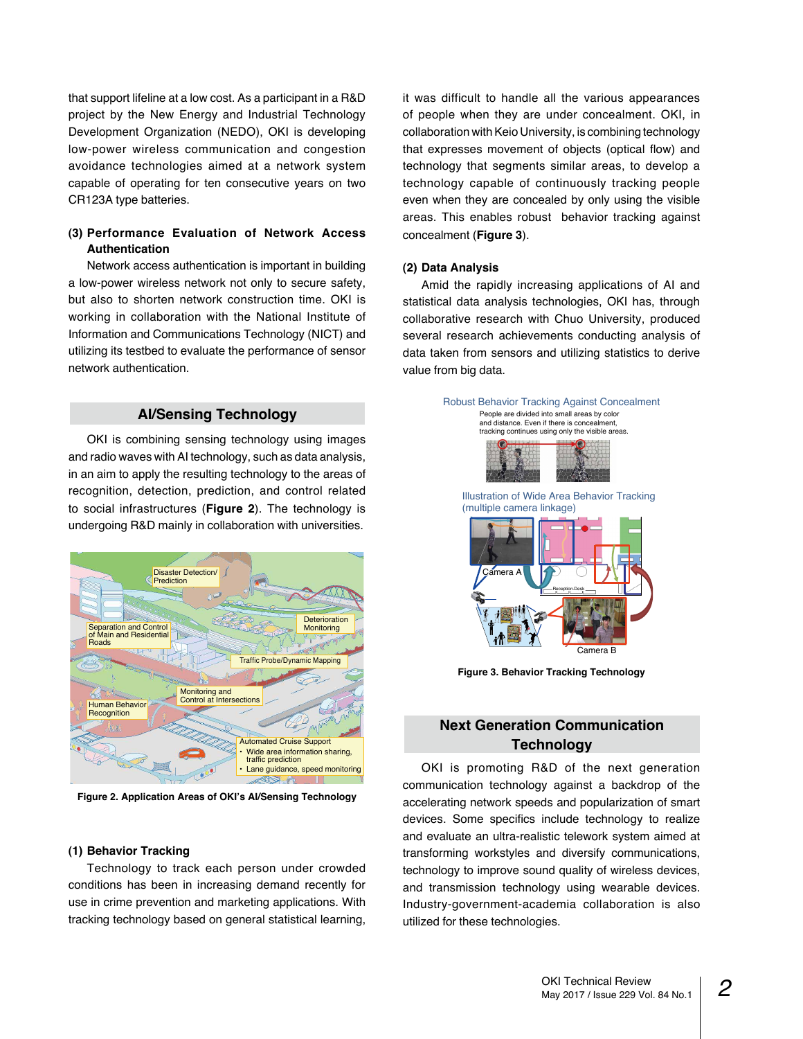that support lifeline at a low cost. As a participant in a R&D project by the New Energy and Industrial Technology Development Organization (NEDO), OKI is developing low-power wireless communication and congestion avoidance technologies aimed at a network system capable of operating for ten consecutive years on two CR123A type batteries.

**(3) Performance Evaluation of Network Access Authentication**

Network access authentication is important in building a low-power wireless network not only to secure safety, but also to shorten network construction time. OKI is working in collaboration with the National Institute of Information and Communications Technology (NICT) and utilizing its testbed to evaluate the performance of sensor network authentication.

## AI/Sensing Technology

OKI is combining sensing technology using images and radio waves with AI technology, such as data analysis, in an aim to apply the resulting technology to the areas of recognition, detection, prediction, and control related to social infrastructures (**Figure 2**). The technology is undergoing R&D mainly in collaboration with universities.

**Figure 2. Application Areas of OKI's AI/Sensing Technology**

**(1) Behavior Tracking**

Technology to track each person under crowded conditions has been in increasing demand recently for use in crime prevention and marketing applications. With tracking technology based on general statistical learning, it was difficult to handle all the various appearances of people when they are under concealment. OKI, in collaboration with Keio University, is combining technology that expresses movement of objects (optical flow) and technology that segments similar areas, to develop a technology capable of continuously tracking people even when they are concealed by only using the visible areas. This enables robust behavior tracking against concealment (**Figure 3**).

**(2) Data Analysis**

Amid the rapidly increasing applications of AI and statistical data analysis technologies, OKI has, through collaborative research with Chuo University, produced several research achievements conducting analysis of data taken from sensors and utilizing statistics to derive value from big data.

**Figure 3. Behavior Tracking Technology**

## Next Generation Communication Technology

OKI is promoting R&D of the next generation communication technology against a backdrop of the accelerating network speeds and popularization of smart devices. Some specifics include technology to realize and evaluate an ultra-realistic telework system aimed at transforming workstyles and diversify communications, technology to improve sound quality of wireless devices, and transmission technology using wearable devices. Industry-government-academia collaboration is also utilized for these technologies.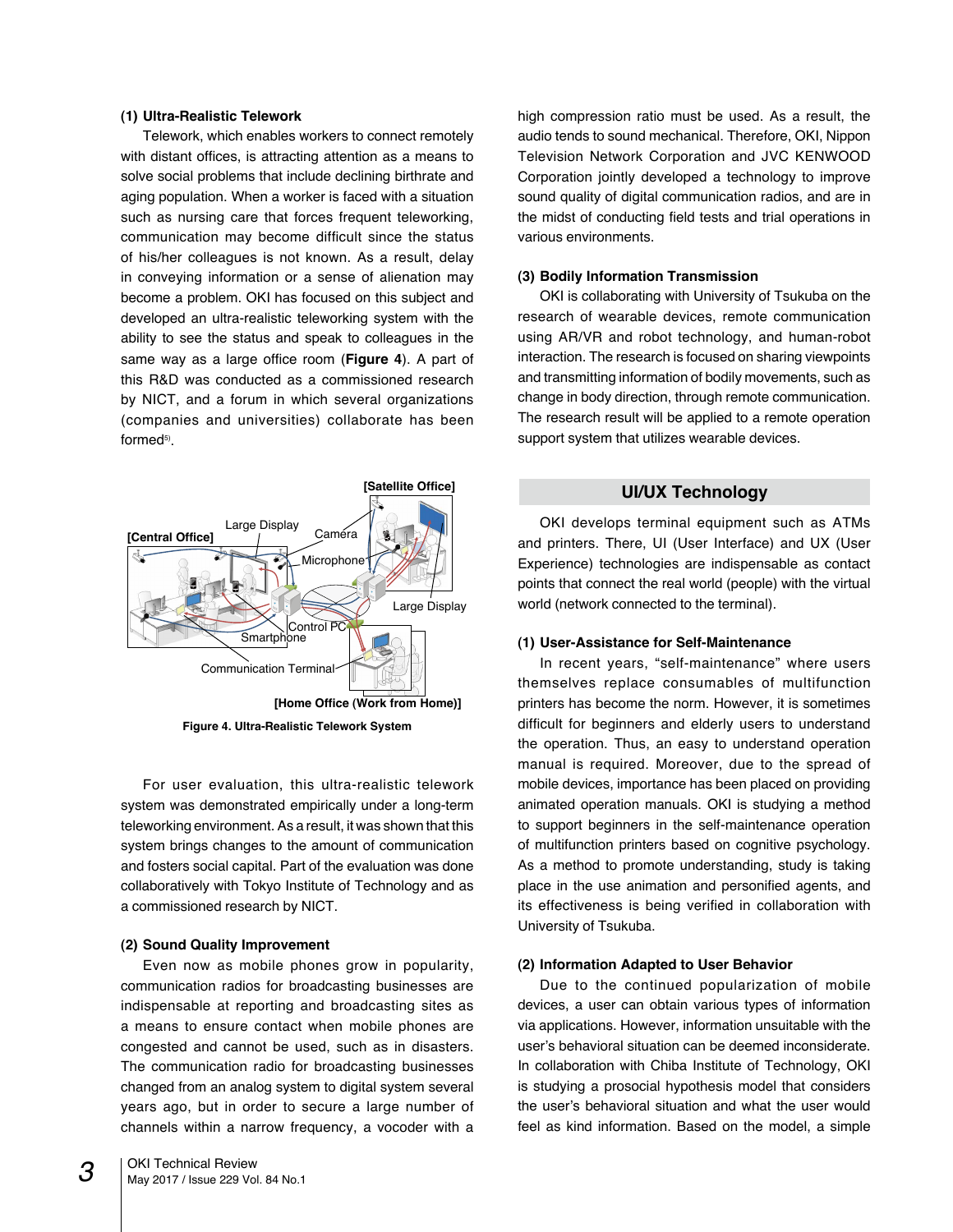**(1) Ultra-Realistic Telework**

Telework, which enables workers to connect remotely with distant offices, is attracting attention as a means to solve social problems that include declining birthrate and aging population. When a worker is faced with a situation such as nursing care that forces frequent teleworking, communication may become difficult since the status of his/her colleagues is not known. As a result, delay in conveying information or a sense of alienation may become a problem. OKI has focused on this subject and developed an ultra-realistic teleworking system with the ability to see the status and speak to colleagues in the same way as a large office room (**Figure 4**). A part of this R&D was conducted as a commissioned research by NICT, and a forum in which several organizations (companies and universities) collaborate has been formed[5].

Figure 4. Ultra-Realistic Telework System

For user evaluation, this ultra-realistic telework system was demonstrated empirically under a long-term teleworking environment. As a result, it was shown that this system brings changes to the amount of communication and fosters social capital. Part of the evaluation was done collaboratively with Tokyo Institute of Technology and as a commissioned research by NICT.

**(2) Sound Quality Improvement**

Even now as mobile phones grow in popularity, communication radios for broadcasting businesses are indispensable at reporting and broadcasting sites as a means to ensure contact when mobile phones are congested and cannot be used, such as in disasters. The communication radio for broadcasting businesses changed from an analog system to digital system several years ago, but in order to secure a large number of channels within a narrow frequency, a vocoder with a high compression ratio must be used. As a result, the audio tends to sound mechanical. Therefore, OKI, Nippon Television Network Corporation and JVC KENWOOD Corporation jointly developed a technology to improve sound quality of digital communication radios, and are in the midst of conducting field tests and trial operations in various environments.

**(3) Bodily Information Transmission**

OKI is collaborating with University of Tsukuba on the research of wearable devices, remote communication using AR/VR and robot technology, and human-robot interaction. The research is focused on sharing viewpoints and transmitting information of bodily movements, such as change in body direction, through remote communication. The research result will be applied to a remote operation support system that utilizes wearable devices.

## UI/UX Technology

OKI develops terminal equipment such as ATMs and printers. There, UI (User Interface) and UX (User Experience) technologies are indispensable as contact points that connect the real world (people) with the virtual world (network connected to the terminal).

**(1) User-Assistance for Self-Maintenance**

In recent years, "self-maintenance" where users themselves replace consumables of multifunction printers has become the norm. However, it is sometimes difficult for beginners and elderly users to understand the operation. Thus, an easy to understand operation manual is required. Moreover, due to the spread of mobile devices, importance has been placed on providing animated operation manuals. OKI is studying a method to support beginners in the self-maintenance operation of multifunction printers based on cognitive psychology. As a method to promote understanding, study is taking place in the use animation and personified agents, and its effectiveness is being verified in collaboration with University of Tsukuba.

**(2) Information Adapted to User Behavior**

Due to the continued popularization of mobile devices, a user can obtain various types of information via applications. However, information unsuitable with the user's behavioral situation can be deemed inconsiderate. In collaboration with Chiba Institute of Technology, OKI is studying a prosocial hypothesis model that considers the user's behavioral situation and what the user would feel as kind information. Based on the model, a simple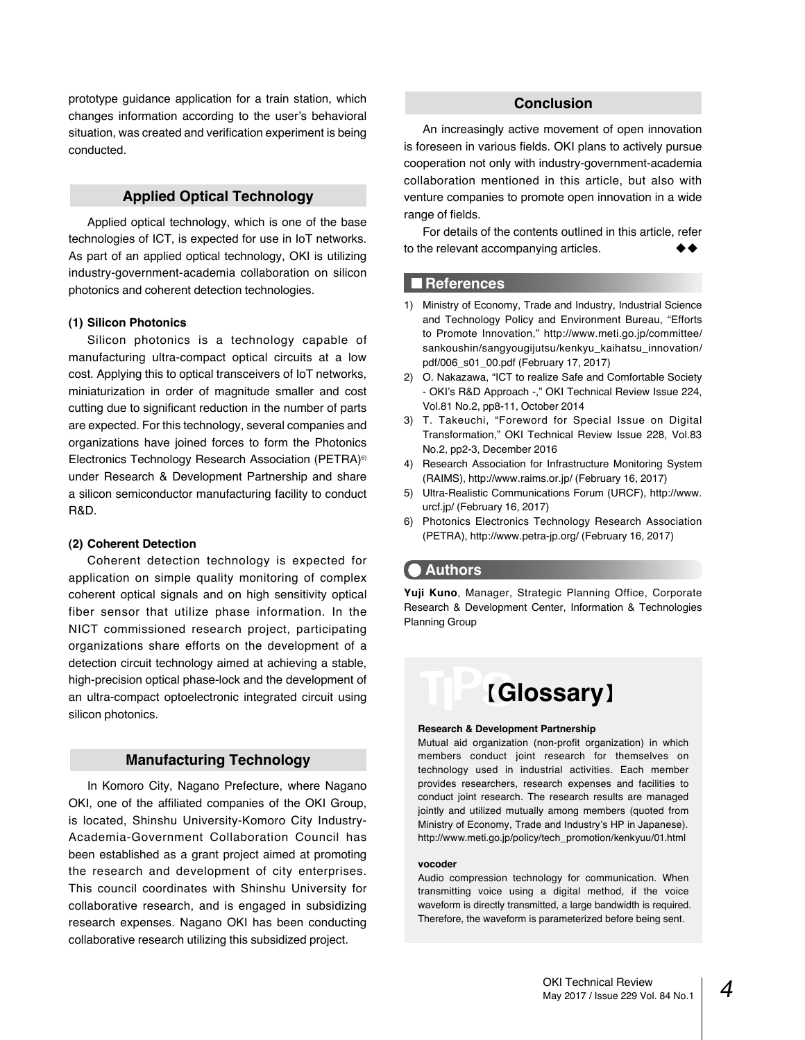prototype guidance application for a train station, which changes information according to the user's behavioral situation, was created and verification experiment is being conducted.

## Applied Optical Technology

Applied optical technology, which is one of the base technologies of ICT, is expected for use in IoT networks. As part of an applied optical technology, OKI is utilizing industry-government-academia collaboration on silicon photonics and coherent detection technologies.

**(1) Silicon Photonics**

Silicon photonics is a technology capable of manufacturing ultra-compact optical circuits at a low cost. Applying this to optical transceivers of IoT networks, miniaturization in order of magnitude smaller and cost cutting due to significant reduction in the number of parts are expected. For this technology, several companies and organizations have joined forces to form the Photonics Electronics Technology Research Association (PETRA)[6] under Research & Development Partnership and share a silicon semiconductor manufacturing facility to conduct R&D.

**(2) Coherent Detection**

Coherent detection technology is expected for application on simple quality monitoring of complex coherent optical signals and on high sensitivity optical fiber sensor that utilize phase information. In the NICT commissioned research project, participating organizations share efforts on the development of a detection circuit technology aimed at achieving a stable, high-precision optical phase-lock and the development of an ultra-compact optoelectronic integrated circuit using silicon photonics.

## Manufacturing Technology

In Komoro City, Nagano Prefecture, where Nagano OKI, one of the affiliated companies of the OKI Group, is located, Shinshu University-Komoro City Industry-Academia-Government Collaboration Council has been established as a grant project aimed at promoting the research and development of city enterprises. This council coordinates with Shinshu University for collaborative research, and is engaged in subsidizing research expenses. Nagano OKI has been conducting collaborative research utilizing this subsidized project.

## Conclusion

An increasingly active movement of open innovation is foreseen in various fields. OKI plans to actively pursue cooperation not only with industry-government-academia collaboration mentioned in this article, but also with venture companies to promote open innovation in a wide range of fields.

For details of the contents outlined in this article, refer to the relevant accompanying articles. ◆◆

## References

1) Ministry of Economy, Trade and Industry, Industrial Science and Technology Policy and Environment Bureau, "Efforts to Promote Innovation," http://www.meti.go.jp/committee/sankoushin/sangyougijutsu/kenkyu_kaihatsu_innovation/pdf/006_s01_00.pdf (February 17, 2017)
2) O. Nakazawa, "ICT to realize Safe and Comfortable Society - OKI's R&D Approach -," OKI Technical Review Issue 224, Vol.81 No.2, pp8-11, October 2014
3) T. Takeuchi, "Foreword for Special Issue on Digital Transformation," OKI Technical Review Issue 228, Vol.83 No.2, pp2-3, December 2016
4) Research Association for Infrastructure Monitoring System (RAIMS), http://www.raims.or.jp/ (February 16, 2017)
5) Ultra-Realistic Communications Forum (URCF), http://www.urcf.jp/ (February 16, 2017)
6) Photonics Electronics Technology Research Association (PETRA), http://www.petra-jp.org/ (February 16, 2017)

## Authors

**Yuji Kuno**, Manager, Strategic Planning Office, Corporate Research & Development Center, Information & Technologies Planning Group

## 【Glossary】

**Research & Development Partnership**

Mutual aid organization (non-profit organization) in which members conduct joint research for themselves on technology used in industrial activities. Each member provides researchers, research expenses and facilities to conduct joint research. The research results are managed jointly and utilized mutually among members (quoted from Ministry of Economy, Trade and Industry's HP in Japanese). http://www.meti.go.jp/policy/tech_promotion/kenkyuu/01.html

**vocoder**

Audio compression technology for communication. When transmitting voice using a digital method, if the voice waveform is directly transmitted, a large bandwidth is required. Therefore, the waveform is parameterized before being sent.